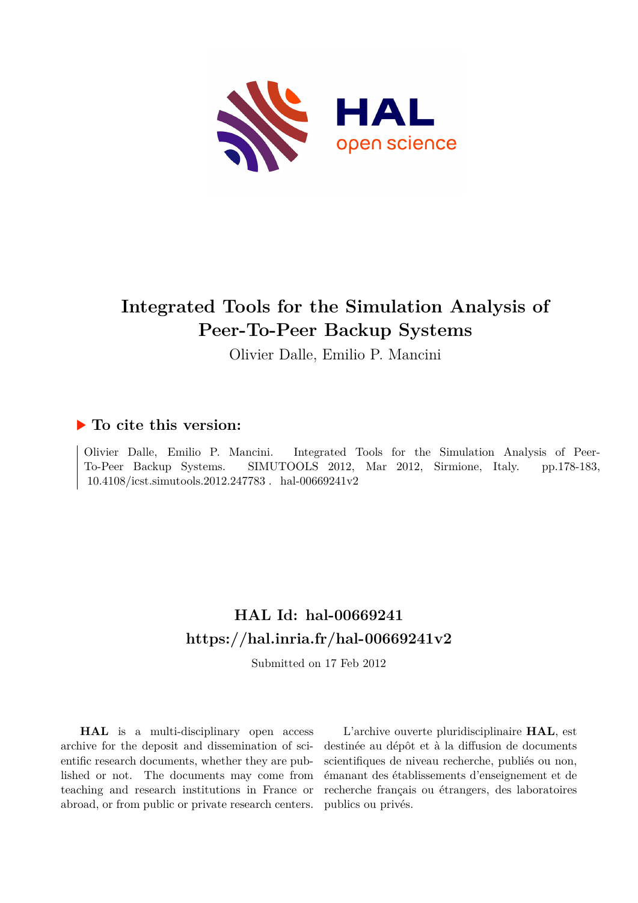# Integrated Tools for the Simulation Analysis of Peer-To-Peer Backup Systems

Olivier Dalle, Emilio P. Mancini

## ▶ To cite this version:

Olivier Dalle, Emilio P. Mancini. Integrated Tools for the Simulation Analysis of Peer-To-Peer Backup Systems. SIMUTOOLS 2012, Mar 2012, Sirmione, Italy. pp.178-183, 10.4108/icst.simutools.2012.247783 . hal-00669241v2

## HAL Id: hal-00669241
## https://hal.inria.fr/hal-00669241v2

Submitted on 17 Feb 2012

**HAL** is a multi-disciplinary open access archive for the deposit and dissemination of scientific research documents, whether they are published or not. The documents may come from teaching and research institutions in France or abroad, or from public or private research centers.

L'archive ouverte pluridisciplinaire **HAL**, est destinée au dépôt et à la diffusion de documents scientifiques de niveau recherche, publiés ou non, émanant des établissements d'enseignement et de recherche français ou étrangers, des laboratoires publics ou privés.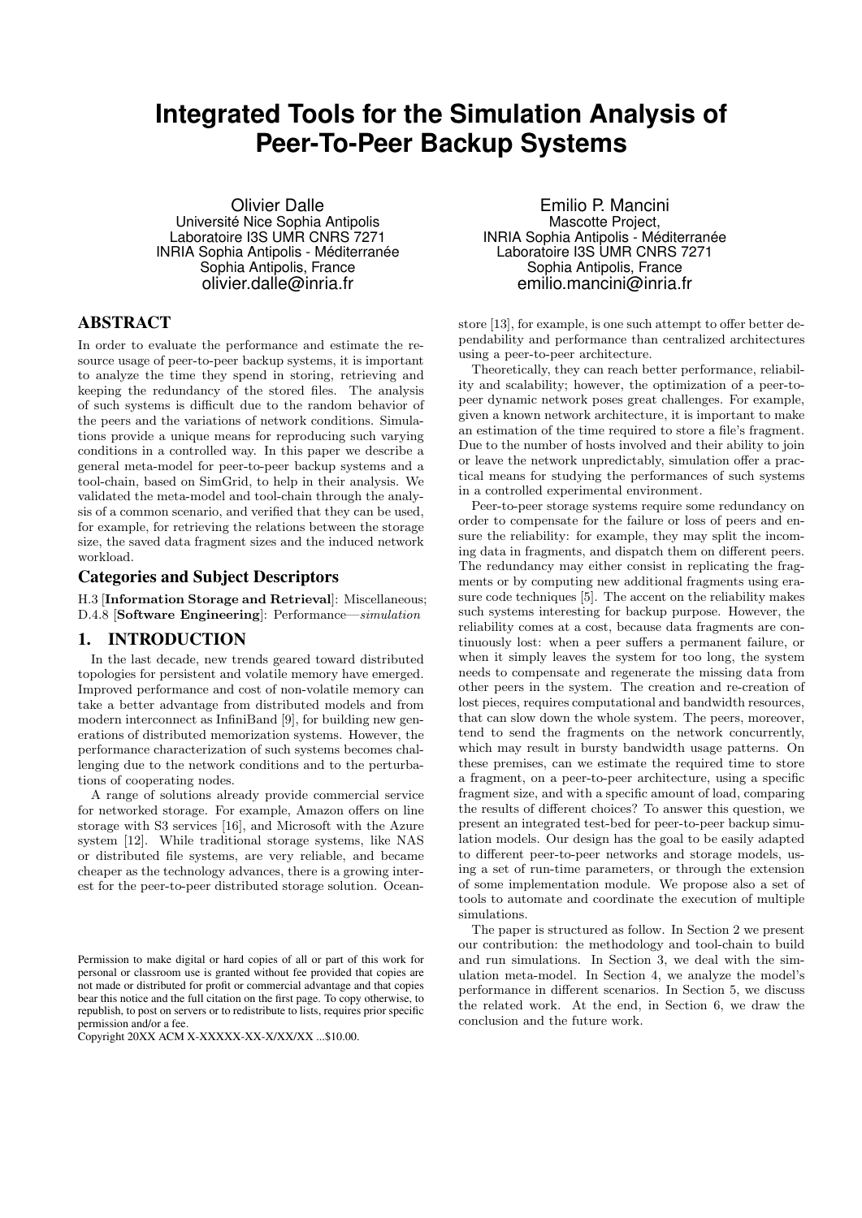# Integrated Tools for the Simulation Analysis of Peer-To-Peer Backup Systems

Olivier Dalle
Université Nice Sophia Antipolis
Laboratoire I3S UMR CNRS 7271
INRIA Sophia Antipolis - Méditerranée
Sophia Antipolis, France
olivier.dalle@inria.fr

Emilio P. Mancini
Mascotte Project,
INRIA Sophia Antipolis - Méditerranée
Laboratoire I3S UMR CNRS 7271
Sophia Antipolis, France
emilio.mancini@inria.fr

## ABSTRACT

In order to evaluate the performance and estimate the resource usage of peer-to-peer backup systems, it is important to analyze the time they spend in storing, retrieving and keeping the redundancy of the stored files. The analysis of such systems is difficult due to the random behavior of the peers and the variations of network conditions. Simulations provide a unique means for reproducing such varying conditions in a controlled way. In this paper we describe a general meta-model for peer-to-peer backup systems and a tool-chain, based on SimGrid, to help in their analysis. We validated the meta-model and tool-chain through the analysis of a common scenario, and verified that they can be used, for example, for retrieving the relations between the storage size, the saved data fragment sizes and the induced network workload.

### Categories and Subject Descriptors

H.3 [**Information Storage and Retrieval**]: Miscellaneous; D.4.8 [**Software Engineering**]: Performance—*simulation*

## 1. INTRODUCTION

In the last decade, new trends geared toward distributed topologies for persistent and volatile memory have emerged. Improved performance and cost of non-volatile memory can take a better advantage from distributed models and from modern interconnect as InfiniBand [9], for building new generations of distributed memorization systems. However, the performance characterization of such systems becomes challenging due to the network conditions and to the perturbations of cooperating nodes.

A range of solutions already provide commercial service for networked storage. For example, Amazon offers on line storage with S3 services [16], and Microsoft with the Azure system [12]. While traditional storage systems, like NAS or distributed file systems, are very reliable, and became cheaper as the technology advances, there is a growing interest for the peer-to-peer distributed storage solution. Oceanstore [13], for example, is one such attempt to offer better dependability and performance than centralized architectures using a peer-to-peer architecture.

Theoretically, they can reach better performance, reliability and scalability; however, the optimization of a peer-to-peer dynamic network poses great challenges. For example, given a known network architecture, it is important to make an estimation of the time required to store a file's fragment. Due to the number of hosts involved and their ability to join or leave the network unpredictably, simulation offer a practical means for studying the performances of such systems in a controlled experimental environment.

Peer-to-peer storage systems require some redundancy on order to compensate for the failure or loss of peers and ensure the reliability: for example, they may split the incoming data in fragments, and dispatch them on different peers. The redundancy may either consist in replicating the fragments or by computing new additional fragments using erasure code techniques [5]. The accent on the reliability makes such systems interesting for backup purpose. However, the reliability comes at a cost, because data fragments are continuously lost: when a peer suffers a permanent failure, or when it simply leaves the system for too long, the system needs to compensate and regenerate the missing data from other peers in the system. The creation and re-creation of lost pieces, requires computational and bandwidth resources, that can slow down the whole system. The peers, moreover, tend to send the fragments on the network concurrently, which may result in bursty bandwidth usage patterns. On these premises, can we estimate the required time to store a fragment, on a peer-to-peer architecture, using a specific fragment size, and with a specific amount of load, comparing the results of different choices? To answer this question, we present an integrated test-bed for peer-to-peer backup simulation models. Our design has the goal to be easily adapted to different peer-to-peer networks and storage models, using a set of run-time parameters, or through the extension of some implementation module. We propose also a set of tools to automate and coordinate the execution of multiple simulations.

The paper is structured as follow. In Section 2 we present our contribution: the methodology and tool-chain to build and run simulations. In Section 3, we deal with the simulation meta-model. In Section 4, we analyze the model's performance in different scenarios. In Section 5, we discuss the related work. At the end, in Section 6, we draw the conclusion and the future work.

Permission to make digital or hard copies of all or part of this work for personal or classroom use is granted without fee provided that copies are not made or distributed for profit or commercial advantage and that copies bear this notice and the full citation on the first page. To copy otherwise, to republish, to post on servers or to redistribute to lists, requires prior specific permission and/or a fee.
Copyright 20XX ACM X-XXXXX-XX-X/XX/XX ...$10.00.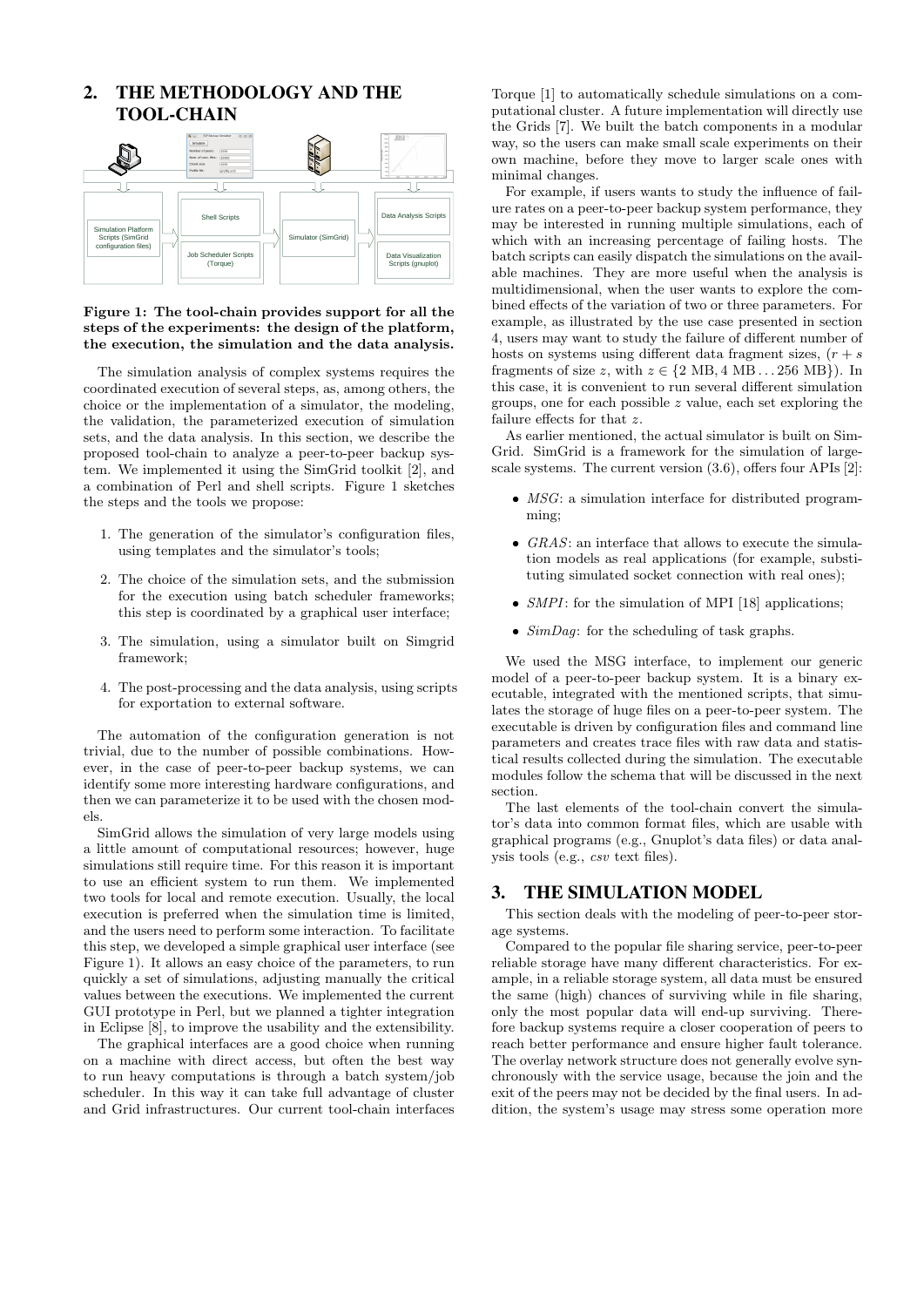## 2. THE METHODOLOGY AND THE TOOL-CHAIN

Figure 1: The tool-chain provides support for all the steps of the experiments: the design of the platform, the execution, the simulation and the data analysis.

The simulation analysis of complex systems requires the coordinated execution of several steps, as, among others, the choice or the implementation of a simulator, the modeling, the validation, the parameterized execution of simulation sets, and the data analysis. In this section, we describe the proposed tool-chain to analyze a peer-to-peer backup system. We implemented it using the SimGrid toolkit [2], and a combination of Perl and shell scripts. Figure 1 sketches the steps and the tools we propose:

1. The generation of the simulator's configuration files, using templates and the simulator's tools;
2. The choice of the simulation sets, and the submission for the execution using batch scheduler frameworks; this step is coordinated by a graphical user interface;
3. The simulation, using a simulator built on Simgrid framework;
4. The post-processing and the data analysis, using scripts for exportation to external software.

The automation of the configuration generation is not trivial, due to the number of possible combinations. However, in the case of peer-to-peer backup systems, we can identify some more interesting hardware configurations, and then we can parameterize it to be used with the chosen models.

SimGrid allows the simulation of very large models using a little amount of computational resources; however, huge simulations still require time. For this reason it is important to use an efficient system to run them. We implemented two tools for local and remote execution. Usually, the local execution is preferred when the simulation time is limited, and the users need to perform some interaction. To facilitate this step, we developed a simple graphical user interface (see Figure 1). It allows an easy choice of the parameters, to run quickly a set of simulations, adjusting manually the critical values between the executions. We implemented the current GUI prototype in Perl, but we planned a tighter integration in Eclipse [8], to improve the usability and the extensibility.

The graphical interfaces are a good choice when running on a machine with direct access, but often the best way to run heavy computations is through a batch system/job scheduler. In this way it can take full advantage of cluster and Grid infrastructures. Our current tool-chain interfaces Torque [1] to automatically schedule simulations on a computational cluster. A future implementation will directly use the Grids [7]. We built the batch components in a modular way, so the users can make small scale experiments on their own machine, before they move to larger scale ones with minimal changes.

For example, if users wants to study the influence of failure rates on a peer-to-peer backup system performance, they may be interested in running multiple simulations, each of which with an increasing percentage of failing hosts. The batch scripts can easily dispatch the simulations on the available machines. They are more useful when the analysis is multidimensional, when the user wants to explore the combined effects of the variation of two or three parameters. For example, as illustrated by the use case presented in section 4, users may want to study the failure of different number of hosts on systems using different data fragment sizes, ($r + s$ fragments of size $z$, with $z \in \{2\text{ MB}, 4\text{ MB} \ldots 256\text{ MB}\}$). In this case, it is convenient to run several different simulation groups, one for each possible $z$ value, each set exploring the failure effects for that $z$.

As earlier mentioned, the actual simulator is built on SimGrid. SimGrid is a framework for the simulation of large-scale systems. The current version (3.6), offers four APIs [2]:

- *MSG*: a simulation interface for distributed programming;
- *GRAS*: an interface that allows to execute the simulation models as real applications (for example, substituting simulated socket connection with real ones);
- *SMPI*: for the simulation of MPI [18] applications;
- *SimDag*: for the scheduling of task graphs.

We used the MSG interface, to implement our generic model of a peer-to-peer backup system. It is a binary executable, integrated with the mentioned scripts, that simulates the storage of huge files on a peer-to-peer system. The executable is driven by configuration files and command line parameters and creates trace files with raw data and statistical results collected during the simulation. The executable modules follow the schema that will be discussed in the next section.

The last elements of the tool-chain convert the simulator's data into common format files, which are usable with graphical programs (e.g., Gnuplot's data files) or data analysis tools (e.g., *csv* text files).

## 3. THE SIMULATION MODEL

This section deals with the modeling of peer-to-peer storage systems.

Compared to the popular file sharing service, peer-to-peer reliable storage have many different characteristics. For example, in a reliable storage system, all data must be ensured the same (high) chances of surviving while in file sharing, only the most popular data will end-up surviving. Therefore backup systems require a closer cooperation of peers to reach better performance and ensure higher fault tolerance. The overlay network structure does not generally evolve synchronously with the service usage, because the join and the exit of the peers may not be decided by the final users. In addition, the system's usage may stress some operation more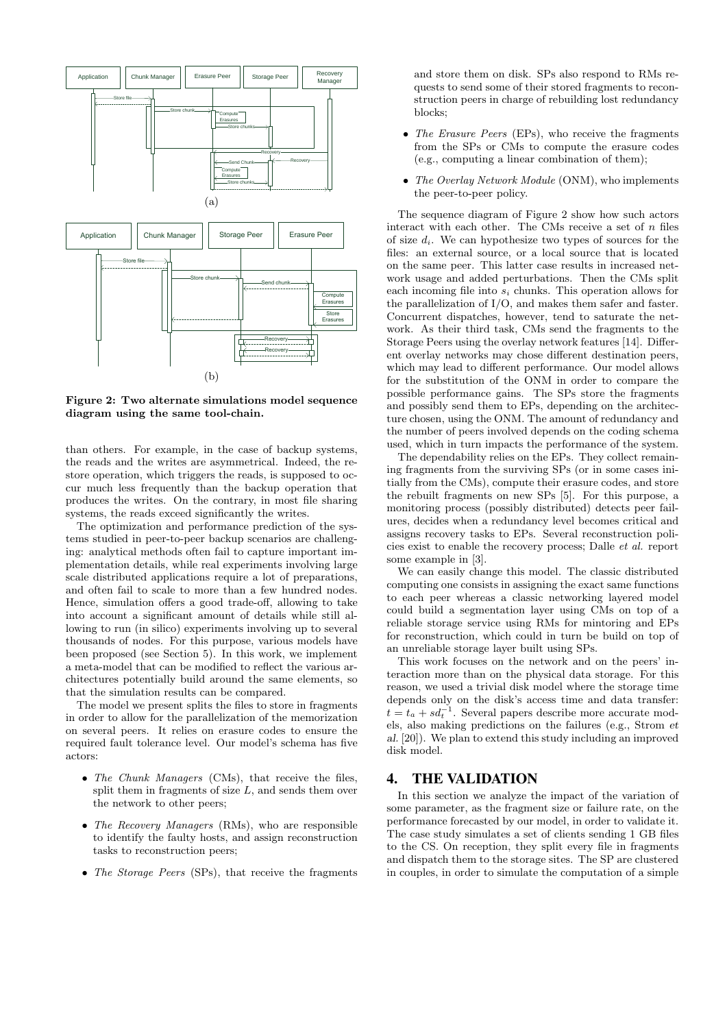Figure 2: Two alternate simulations model sequence diagram using the same tool-chain.

than others. For example, in the case of backup systems, the reads and the writes are asymmetrical. Indeed, the restore operation, which triggers the reads, is supposed to occur much less frequently than the backup operation that produces the writes. On the contrary, in most file sharing systems, the reads exceed significantly the writes.

The optimization and performance prediction of the systems studied in peer-to-peer backup scenarios are challenging: analytical methods often fail to capture important implementation details, while real experiments involving large scale distributed applications require a lot of preparations, and often fail to scale to more than a few hundred nodes. Hence, simulation offers a good trade-off, allowing to take into account a significant amount of details while still allowing to run (in silico) experiments involving up to several thousands of nodes. For this purpose, various models have been proposed (see Section 5). In this work, we implement a meta-model that can be modified to reflect the various architectures potentially build around the same elements, so that the simulation results can be compared.

The model we present splits the files to store in fragments in order to allow for the parallelization of the memorization on several peers. It relies on erasure codes to ensure the required fault tolerance level. Our model's schema has five actors:

- *The Chunk Managers* (CMs), that receive the files, split them in fragments of size $L$, and sends them over the network to other peers;
- *The Recovery Managers* (RMs), who are responsible to identify the faulty hosts, and assign reconstruction tasks to reconstruction peers;
- *The Storage Peers* (SPs), that receive the fragments and store them on disk. SPs also respond to RMs requests to send some of their stored fragments to reconstruction peers in charge of rebuilding lost redundancy blocks;
- *The Erasure Peers* (EPs), who receive the fragments from the SPs or CMs to compute the erasure codes (e.g., computing a linear combination of them);
- *The Overlay Network Module* (ONM), who implements the peer-to-peer policy.

The sequence diagram of Figure 2 show how such actors interact with each other. The CMs receive a set of $n$ files of size $d_i$. We can hypothesize two types of sources for the files: an external source, or a local source that is located on the same peer. This latter case results in increased network usage and added perturbations. Then the CMs split each incoming file into $s_i$ chunks. This operation allows for the parallelization of I/O, and makes them safer and faster. Concurrent dispatches, however, tend to saturate the network. As their third task, CMs send the fragments to the Storage Peers using the overlay network features [14]. Different overlay networks may chose different destination peers, which may lead to different performance. Our model allows for the substitution of the ONM in order to compare the possible performance gains. The SPs store the fragments and possibly send them to EPs, depending on the architecture chosen, using the ONM. The amount of redundancy and the number of peers involved depends on the coding schema used, which in turn impacts the performance of the system.

The dependability relies on the EPs. They collect remaining fragments from the surviving SPs (or in some cases initially from the CMs), compute their erasure codes, and store the rebuilt fragments on new SPs [5]. For this purpose, a monitoring process (possibly distributed) detects peer failures, decides when a redundancy level becomes critical and assigns recovery tasks to EPs. Several reconstruction policies exist to enable the recovery process; Dalle *et al.* report some example in [3].

We can easily change this model. The classic distributed computing one consists in assigning the exact same functions to each peer whereas a classic networking layered model could build a segmentation layer using CMs on top of a reliable storage service using RMs for mintoring and EPs for reconstruction, which could in turn be build on top of an unreliable storage layer built using SPs.

This work focuses on the network and on the peers' interaction more than on the physical data storage. For this reason, we used a trivial disk model where the storage time depends only on the disk's access time and data transfer: $t = t_a + sd_t^{-1}$. Several papers describe more accurate models, also making predictions on the failures (e.g., Strom *et al.* [20]). We plan to extend this study including an improved disk model.

# 4. THE VALIDATION

In this section we analyze the impact of the variation of some parameter, as the fragment size or failure rate, on the performance forecasted by our model, in order to validate it. The case study simulates a set of clients sending 1 GB files to the CS. On reception, they split every file in fragments and dispatch them to the storage sites. The SP are clustered in couples, in order to simulate the computation of a simple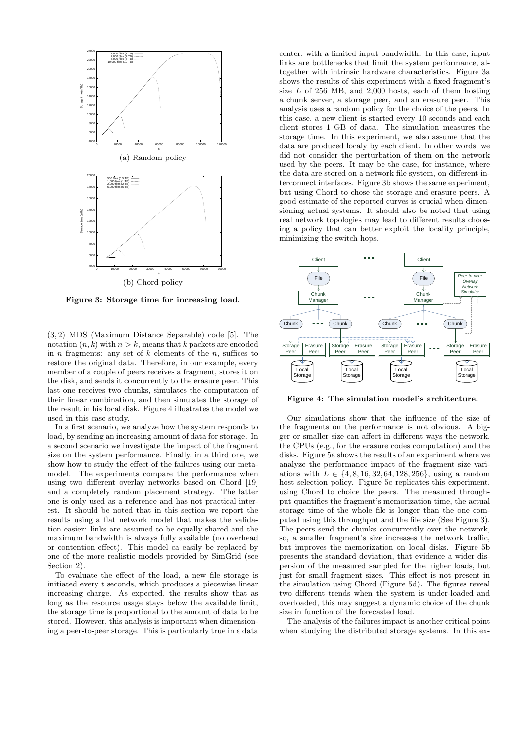(a) Random policy

(b) Chord policy

**Figure 3: Storage time for increasing load.**

(3, 2) MDS (Maximum Distance Separable) code [5]. The notation $(n, k)$ with $n > k$, means that $k$ packets are encoded in $n$ fragments: any set of $k$ elements of the $n$, suffices to restore the original data. Therefore, in our example, every member of a couple of peers receives a fragment, stores it on the disk, and sends it concurrently to the erasure peer. This last one receives two chunks, simulates the computation of their linear combination, and then simulates the storage of the result in his local disk. Figure 4 illustrates the model we used in this case study.

In a first scenario, we analyze how the system responds to load, by sending an increasing amount of data for storage. In a second scenario we investigate the impact of the fragment size on the system performance. Finally, in a third one, we show how to study the effect of the failures using our meta-model. The experiments compare the performance when using two different overlay networks based on Chord [19] and a completely random placement strategy. The latter one is only used as a reference and has not practical interest. It should be noted that in this section we report the results using a flat network model that makes the validation easier: links are assumed to be equally shared and the maximum bandwidth is always fully available (no overhead or contention effect). This model ca easily be replaced by one of the more realistic models provided by SimGrid (see Section 2).

To evaluate the effect of the load, a new file storage is initiated every $t$ seconds, which produces a piecewise linear increasing charge. As expected, the results show that as long as the resource usage stays below the available limit, the storage time is proportional to the amount of data to be stored. However, this analysis is important when dimensioning a peer-to-peer storage. This is particularly true in a data center, with a limited input bandwidth. In this case, input links are bottlenecks that limit the system performance, altogether with intrinsic hardware characteristics. Figure 3a shows the results of this experiment with a fixed fragment's size $L$ of 256 MB, and 2,000 hosts, each of them hosting a chunk server, a storage peer, and an erasure peer. This analysis uses a random policy for the choice of the peers. In this case, a new client is started every 10 seconds and each client stores 1 GB of data. The simulation measures the storage time. In this experiment, we also assume that the data are produced localy by each client. In other words, we did not consider the perturbation of them on the network used by the peers. It may be the case, for instance, where the data are stored on a network file system, on different interconnect interfaces. Figure 3b shows the same experiment, but using Chord to chose the storage and erasure peers. A good estimate of the reported curves is crucial when dimensioning actual systems. It should also be noted that using real network topologies may lead to different results choosing a policy that can better exploit the locality principle, minimizing the switch hops.

**Figure 4: The simulation model's architecture.**

Our simulations show that the influence of the size of the fragments on the performance is not obvious. A bigger or smaller size can affect in different ways the network, the CPUs (e.g., for the erasure codes computation) and the disks. Figure 5a shows the results of an experiment where we analyze the performance impact of the fragment size variations with $L \in \{4, 8, 16, 32, 64, 128, 256\}$, using a random host selection policy. Figure 5c replicates this experiment, using Chord to choice the peers. The measured throughput quantifies the fragment's memorization time, the actual storage time of the whole file is longer than the one computed using this throughput and the file size (See Figure 3). The peers send the chunks concurrently over the network, so, a smaller fragment's size increases the network traffic, but improves the memorization on local disks. Figure 5b presents the standard deviation, that evidence a wider dispersion of the measured sampled for the higher loads, but just for small fragment sizes. This effect is not present in the simulation using Chord (Figure 5d). The figures reveal two different trends when the system is under-loaded and overloaded, this may suggest a dynamic choice of the chunk size in function of the forecasted load.

The analysis of the failures impact is another critical point when studying the distributed storage systems. In this ex-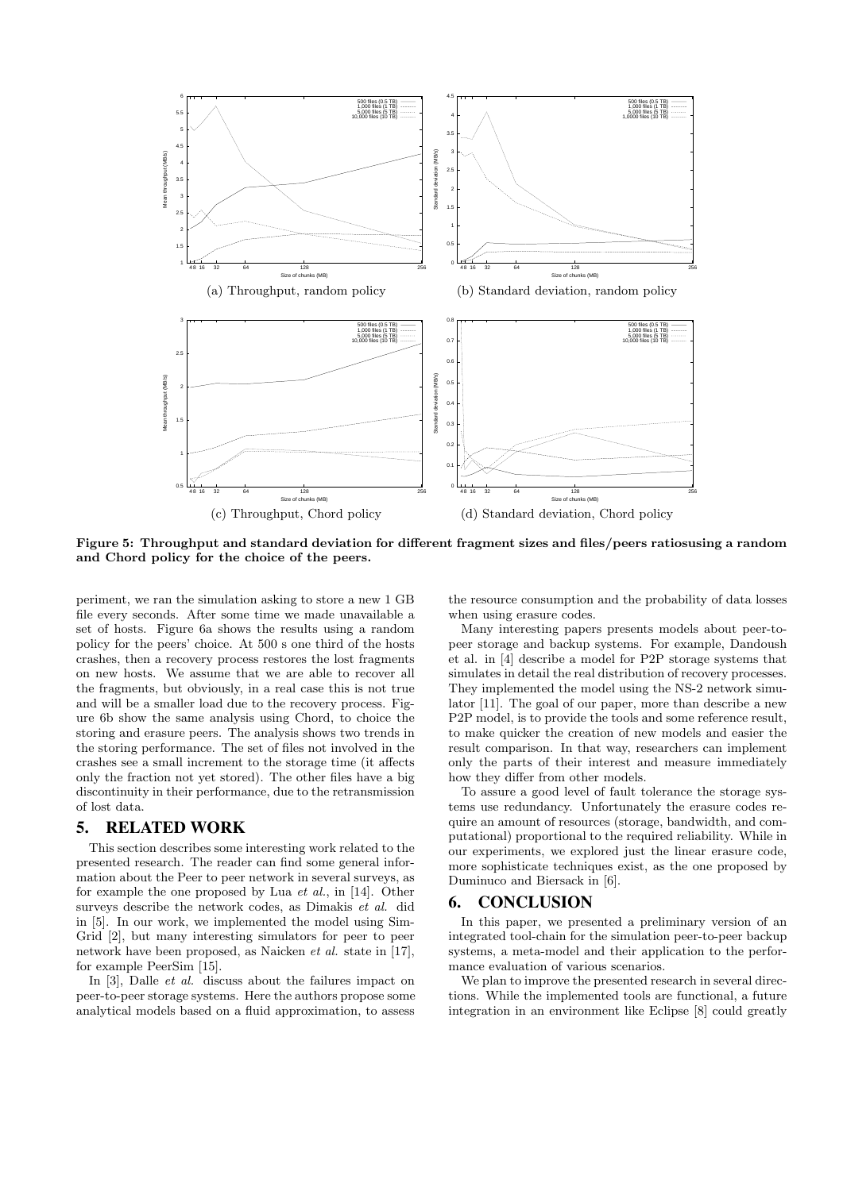(a) Throughput, random policy

(b) Standard deviation, random policy

(c) Throughput, Chord policy

(d) Standard deviation, Chord policy

**Figure 5: Throughput and standard deviation for different fragment sizes and files/peers ratiosusing a random and Chord policy for the choice of the peers.**

periment, we ran the simulation asking to store a new 1 GB file every seconds. After some time we made unavailable a set of hosts. Figure 6a shows the results using a random policy for the peers' choice. At 500 s one third of the hosts crashes, then a recovery process restores the lost fragments on new hosts. We assume that we are able to recover all the fragments, but obviously, in a real case this is not true and will be a smaller load due to the recovery process. Figure 6b show the same analysis using Chord, to choice the storing and erasure peers. The analysis shows two trends in the storing performance. The set of files not involved in the crashes see a small increment to the storage time (it affects only the fraction not yet stored). The other files have a big discontinuity in their performance, due to the retransmission of lost data.

## 5. RELATED WORK

This section describes some interesting work related to the presented research. The reader can find some general information about the Peer to peer network in several surveys, as for example the one proposed by Lua *et al.*, in [14]. Other surveys describe the network codes, as Dimakis *et al.* did in [5]. In our work, we implemented the model using SimGrid [2], but many interesting simulators for peer to peer network have been proposed, as Naicken *et al.* state in [17], for example PeerSim [15].

In [3], Dalle *et al.* discuss about the failures impact on peer-to-peer storage systems. Here the authors propose some analytical models based on a fluid approximation, to assess the resource consumption and the probability of data losses when using erasure codes.

Many interesting papers presents models about peer-to-peer storage and backup systems. For example, Dandoush et al. in [4] describe a model for P2P storage systems that simulates in detail the real distribution of recovery processes. They implemented the model using the NS-2 network simulator [11]. The goal of our paper, more than describe a new P2P model, is to provide the tools and some reference result, to make quicker the creation of new models and easier the result comparison. In that way, researchers can implement only the parts of their interest and measure immediately how they differ from other models.

To assure a good level of fault tolerance the storage systems use redundancy. Unfortunately the erasure codes require an amount of resources (storage, bandwidth, and computational) proportional to the required reliability. While in our experiments, we explored just the linear erasure code, more sophisticate techniques exist, as the one proposed by Duminuco and Biersack in [6].

## 6. CONCLUSION

In this paper, we presented a preliminary version of an integrated tool-chain for the simulation peer-to-peer backup systems, a meta-model and their application to the performance evaluation of various scenarios.

We plan to improve the presented research in several directions. While the implemented tools are functional, a future integration in an environment like Eclipse [8] could greatly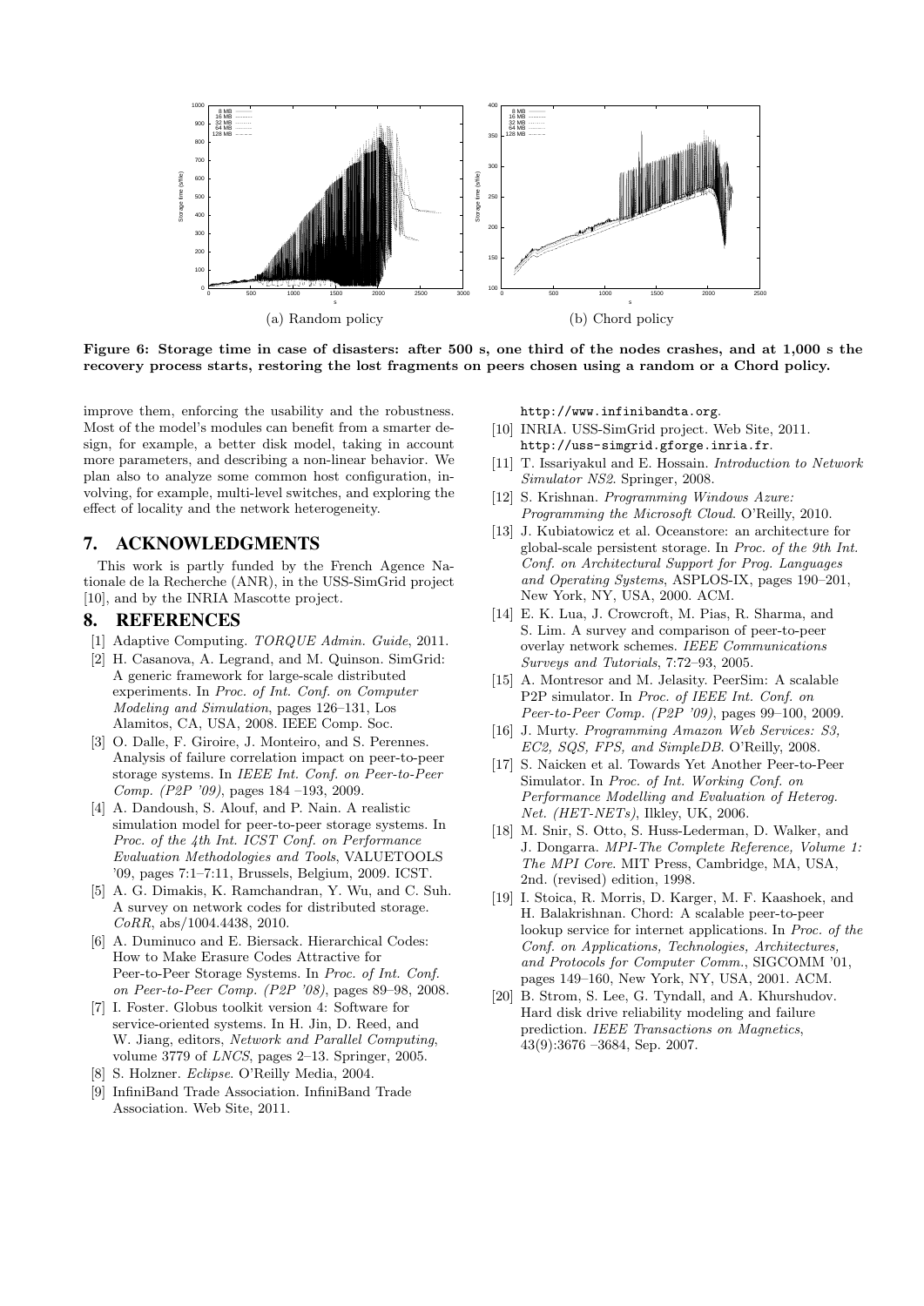1000
900
800
700
600
500
400
300
200
100
0
Storage time (s/file)
8 MB
16 MB
32 MB
64 MB
128 MB
0 500 1000 1500 2000 2500 3000
s

(a) Random policy

400
350
300
250
200
150
100
Storage time (s/file)
8 MB
16 MB
32 MB
64 MB
128 MB
0 500 1000 1500 2000 2500
s

(b) Chord policy

**Figure 6: Storage time in case of disasters: after 500 s, one third of the nodes crashes, and at 1,000 s the recovery process starts, restoring the lost fragments on peers chosen using a random or a Chord policy.**

improve them, enforcing the usability and the robustness. Most of the model's modules can benefit from a smarter design, for example, a better disk model, taking in account more parameters, and describing a non-linear behavior. We plan also to analyze some common host configuration, involving, for example, multi-level switches, and exploring the effect of locality and the network heterogeneity.

## 7. ACKNOWLEDGMENTS

This work is partly funded by the French Agence Nationale de la Recherche (ANR), in the USS-SimGrid project [10], and by the INRIA Mascotte project.

## 8. REFERENCES

[1] Adaptive Computing. *TORQUE Admin. Guide*, 2011.

[2] H. Casanova, A. Legrand, and M. Quinson. SimGrid: A generic framework for large-scale distributed experiments. In *Proc. of Int. Conf. on Computer Modeling and Simulation*, pages 126–131, Los Alamitos, CA, USA, 2008. IEEE Comp. Soc.

[3] O. Dalle, F. Giroire, J. Monteiro, and S. Perennes. Analysis of failure correlation impact on peer-to-peer storage systems. In *IEEE Int. Conf. on Peer-to-Peer Comp. (P2P '09)*, pages 184 –193, 2009.

[4] A. Dandoush, S. Alouf, and P. Nain. A realistic simulation model for peer-to-peer storage systems. In *Proc. of the 4th Int. ICST Conf. on Performance Evaluation Methodologies and Tools*, VALUETOOLS '09, pages 7:1–7:11, Brussels, Belgium, 2009. ICST.

[5] A. G. Dimakis, K. Ramchandran, Y. Wu, and C. Suh. A survey on network codes for distributed storage. *CoRR*, abs/1004.4438, 2010.

[6] A. Duminuco and E. Biersack. Hierarchical Codes: How to Make Erasure Codes Attractive for Peer-to-Peer Storage Systems. In *Proc. of Int. Conf. on Peer-to-Peer Comp. (P2P '08)*, pages 89–98, 2008.

[7] I. Foster. Globus toolkit version 4: Software for service-oriented systems. In H. Jin, D. Reed, and W. Jiang, editors, *Network and Parallel Computing*, volume 3779 of *LNCS*, pages 2–13. Springer, 2005.

[8] S. Holzner. *Eclipse*. O'Reilly Media, 2004.

[9] InfiniBand Trade Association. InfiniBand Trade Association. Web Site, 2011. http://www.infinibandta.org.

[10] INRIA. USS-SimGrid project. Web Site, 2011. http://uss-simgrid.gforge.inria.fr.

[11] T. Issariyakul and E. Hossain. *Introduction to Network Simulator NS2*. Springer, 2008.

[12] S. Krishnan. *Programming Windows Azure: Programming the Microsoft Cloud*. O'Reilly, 2010.

[13] J. Kubiatowicz et al. Oceanstore: an architecture for global-scale persistent storage. In *Proc. of the 9th Int. Conf. on Architectural Support for Prog. Languages and Operating Systems*, ASPLOS-IX, pages 190–201, New York, NY, USA, 2000. ACM.

[14] E. K. Lua, J. Crowcroft, M. Pias, R. Sharma, and S. Lim. A survey and comparison of peer-to-peer overlay network schemes. *IEEE Communications Surveys and Tutorials*, 7:72–93, 2005.

[15] A. Montresor and M. Jelasity. PeerSim: A scalable P2P simulator. In *Proc. of IEEE Int. Conf. on Peer-to-Peer Comp. (P2P '09)*, pages 99–100, 2009.

[16] J. Murty. *Programming Amazon Web Services: S3, EC2, SQS, FPS, and SimpleDB*. O'Reilly, 2008.

[17] S. Naicken et al. Towards Yet Another Peer-to-Peer Simulator. In *Proc. of Int. Working Conf. on Performance Modelling and Evaluation of Heterog. Net. (HET-NETs)*, Ilkley, UK, 2006.

[18] M. Snir, S. Otto, S. Huss-Lederman, D. Walker, and J. Dongarra. *MPI-The Complete Reference, Volume 1: The MPI Core*. MIT Press, Cambridge, MA, USA, 2nd. (revised) edition, 1998.

[19] I. Stoica, R. Morris, D. Karger, M. F. Kaashoek, and H. Balakrishnan. Chord: A scalable peer-to-peer lookup service for internet applications. In *Proc. of the Conf. on Applications, Technologies, Architectures, and Protocols for Computer Comm.*, SIGCOMM '01, pages 149–160, New York, NY, USA, 2001. ACM.

[20] B. Strom, S. Lee, G. Tyndall, and A. Khurshudov. Hard disk drive reliability modeling and failure prediction. *IEEE Transactions on Magnetics*, 43(9):3676 –3684, Sep. 2007.